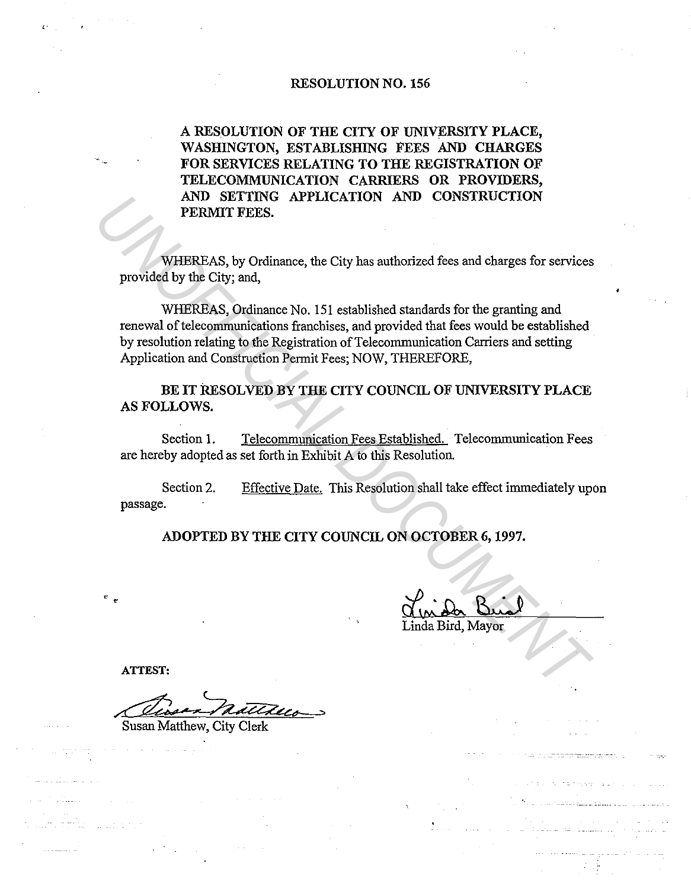# RESOLUTION NO. 156

**A RESOLUTION OF THE CITY OF UNIVERSITY PLACE, WASHINGTON, ESTABLISHING FEES AND CHARGES FOR SERVICES RELATING TO THE REGISTRATION OF TELECOMMUNICATION CARRIERS OR PROVIDERS, AND SETTING APPLICATION AND CONSTRUCTION PERMIT FEES.**

WHEREAS, by Ordinance, the City has authorized fees and charges for services provided by the City; and,

WHEREAS, Ordinance No. 151 established standards for the granting and renewal of telecommunications franchises, and provided that fees would be established by resolution relating to the Registration of Telecommunication Carriers and setting Application and Construction Permit Fees; NOW, THEREFORE,

**BE IT RESOLVED BY THE CITY COUNCIL OF UNIVERSITY PLACE AS FOLLOWS.**

Section 1. Telecommunication Fees Established. Telecommunication Fees are hereby adopted as set forth in Exhibit A to this Resolution.

Section 2. Effective Date. This Resolution shall take effect immediately upon passage.

**ADOPTED BY THE CITY COUNCIL ON OCTOBER 6, 1997.**

Linda Bird, Mayor

**ATTEST:**

Susan Matthew, City Clerk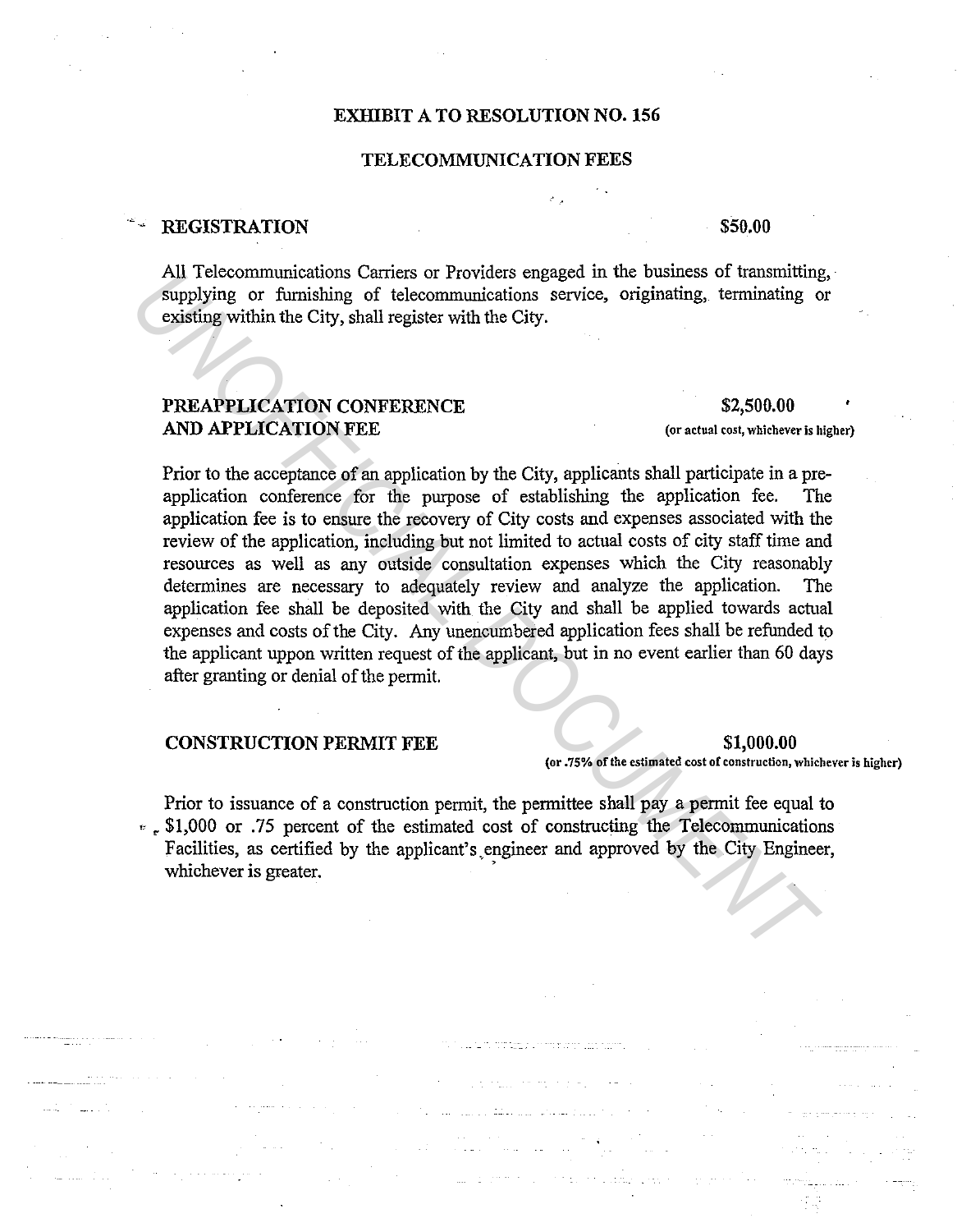# EXHIBIT A TO RESOLUTION NO. 156

## TELECOMMUNICATION FEES

**REGISTRATION** **$50.00**

All Telecommunications Carriers or Providers engaged in the business of transmitting, supplying or furnishing of telecommunications service, originating, terminating or existing within the City, shall register with the City.

**PREAPPLICATION CONFERENCE AND APPLICATION FEE** **$2,500.00**
**(or actual cost, whichever is higher)**

Prior to the acceptance of an application by the City, applicants shall participate in a pre-application conference for the purpose of establishing the application fee. The application fee is to ensure the recovery of City costs and expenses associated with the review of the application, including but not limited to actual costs of city staff time and resources as well as any outside consultation expenses which the City reasonably determines are necessary to adequately review and analyze the application. The application fee shall be deposited with the City and shall be applied towards actual expenses and costs of the City. Any unencumbered application fees shall be refunded to the applicant uppon written request of the applicant, but in no event earlier than 60 days after granting or denial of the permit.

**CONSTRUCTION PERMIT FEE** **$1,000.00**
**(or .75% of the estimated cost of construction, whichever is higher)**

Prior to issuance of a construction permit, the permittee shall pay a permit fee equal to $1,000 or .75 percent of the estimated cost of constructing the Telecommunications Facilities, as certified by the applicant's engineer and approved by the City Engineer, whichever is greater.